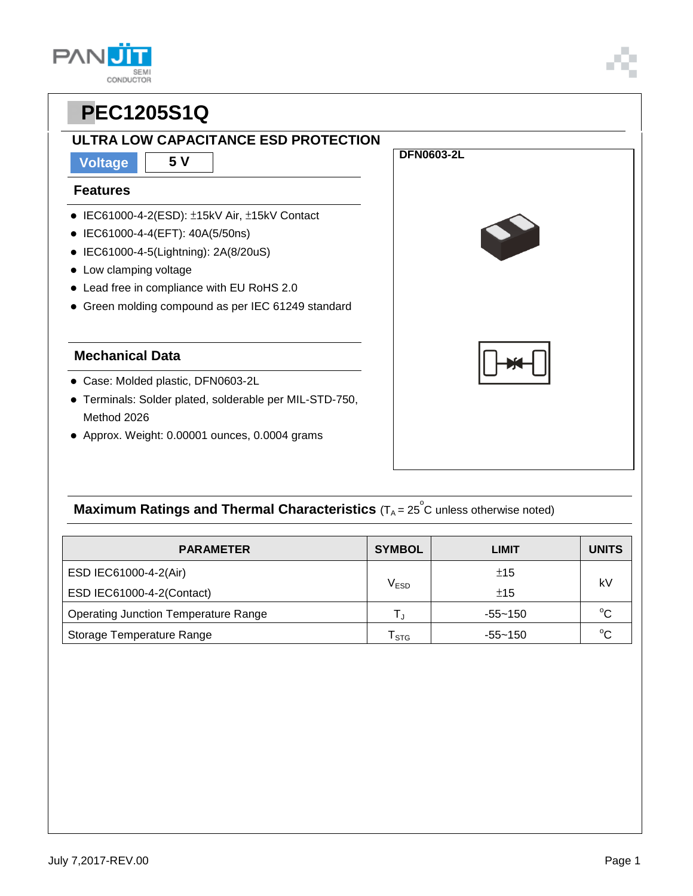# PEC1205S1Q

## ULTRA LOW CAPACITANCE ESD PROTECTION

| Voltage | 5 V |
|---|---|

### Features

- IEC61000-4-2(ESD): ±15kV Air, ±15kV Contact
- IEC61000-4-4(EFT): 40A(5/50ns)
- IEC61000-4-5(Lightning): 2A(8/20uS)
- Low clamping voltage
- Lead free in compliance with EU RoHS 2.0
- Green molding compound as per IEC 61249 standard

### Mechanical Data

- Case: Molded plastic, DFN0603-2L
- Terminals: Solder plated, solderable per MIL-STD-750, Method 2026
- Approx. Weight: 0.00001 ounces, 0.0004 grams

**DFN0603-2L**

### Maximum Ratings and Thermal Characteristics ($T_A$ = 25 $^oC$ unless otherwise noted)

| PARAMETER | SYMBOL | LIMIT | UNITS |
|---|---|---|---|
| ESD IEC61000-4-2(Air) | $V_{ESD}$ | ±15 | kV |
| ESD IEC61000-4-2(Contact) | | ±15 | |
| Operating Junction Temperature Range | $T_J$ | -55~150 | $^oC$ |
| Storage Temperature Range | $T_{STG}$ | -55~150 | $^oC$ |

July 7,2017-REV.00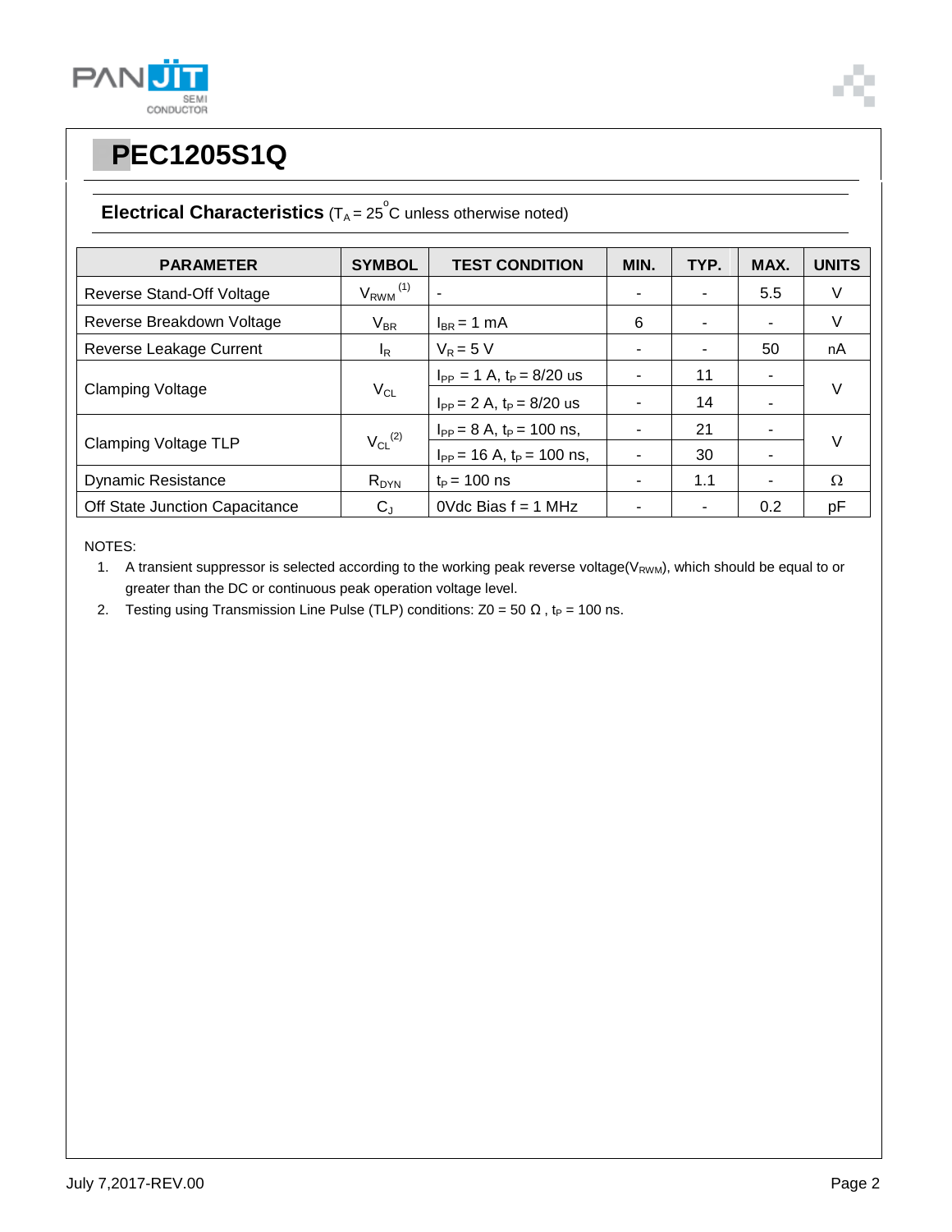# PEC1205S1Q

## Electrical Characteristics ($T_A = 25^{o}C$ unless otherwise noted)

| PARAMETER | SYMBOL | TEST CONDITION | MIN. | TYP. | MAX. | UNITS |
|---|---|---|---|---|---|---|
| Reverse Stand-Off Voltage | $V_{RWM}$ (1) | - | - | - | 5.5 | V |
| Reverse Breakdown Voltage | $V_{BR}$ | $I_{BR}$ = 1 mA | 6 | - | - | V |
| Reverse Leakage Current | $I_R$ | $V_R$ = 5 V | - | - | 50 | nA |
| Clamping Voltage | $V_{CL}$ | $I_{PP}$ = 1 A, $t_P$ = 8/20 us | - | 11 | - | V |
| | | $I_{PP}$ = 2 A, $t_P$ = 8/20 us | - | 14 | - | |
| Clamping Voltage TLP | $V_{CL}$ (2) | $I_{PP}$ = 8 A, $t_P$ = 100 ns, | - | 21 | - | V |
| | | $I_{PP}$ = 16 A, $t_P$ = 100 ns, | - | 30 | - | |
| Dynamic Resistance | $R_{DYN}$ | $t_P$ = 100 ns | - | 1.1 | - | Ω |
| Off State Junction Capacitance | $C_J$ | 0Vdc Bias f = 1 MHz | - | - | 0.2 | pF |

NOTES:

1. A transient suppressor is selected according to the working peak reverse voltage($V_{RWM}$), which should be equal to or greater than the DC or continuous peak operation voltage level.
2. Testing using Transmission Line Pulse (TLP) conditions: Z0 = 50 Ω , $t_P$ = 100 ns.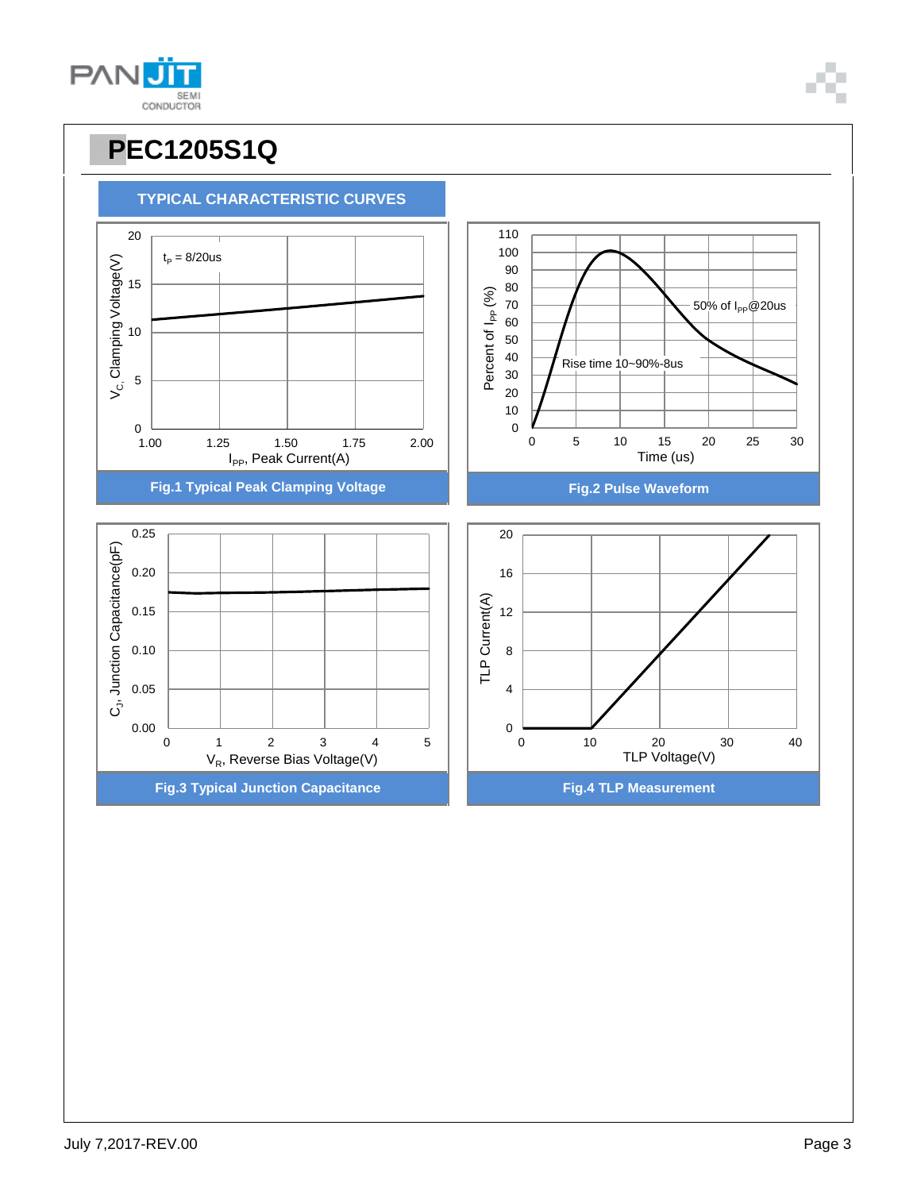# PEC1205S1Q

## TYPICAL CHARACTERISTIC CURVES

$t_P$ = 8/20us

$V_C$, Clamping Voltage(V)

$I_{PP}$, Peak Current(A)

Fig.1 Typical Peak Clamping Voltage

50% of $I_{PP}$@20us

Rise time 10~90%-8us

Percent of $I_{PP}$ (%)

Time (us)

Fig.2 Pulse Waveform

$C_J$, Junction Capacitance(pF)

$V_R$, Reverse Bias Voltage(V)

Fig.3 Typical Junction Capacitance

TLP Current(A)

TLP Voltage(V)

Fig.4 TLP Measurement

July 7,2017-REV.00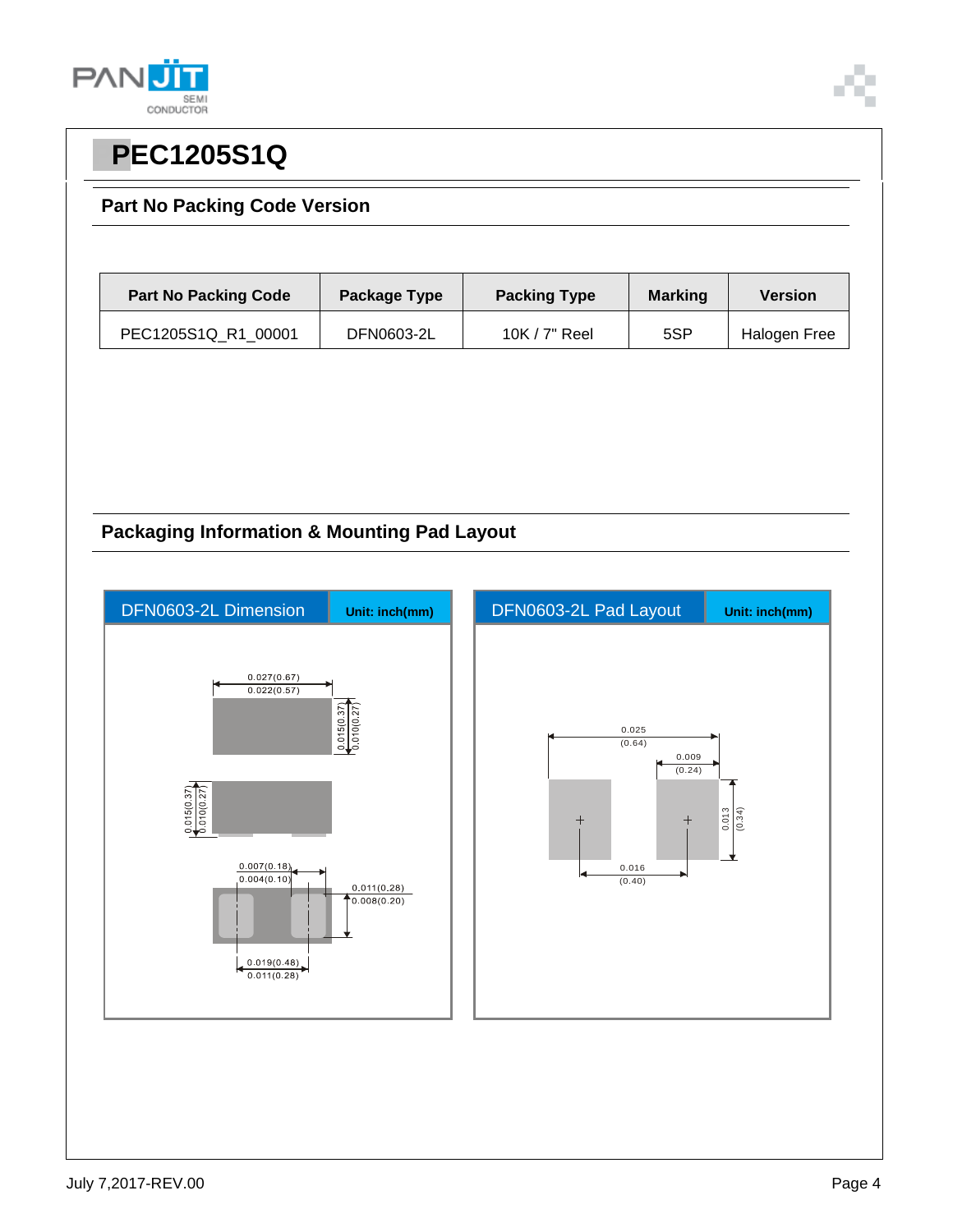# PEC1205S1Q

## Part No Packing Code Version

| Part No Packing Code | Package Type | Packing Type | Marking | Version |
|---|---|---|---|---|
| PEC1205S1Q_R1_00001 | DFN0603-2L | 10K / 7" Reel | 5SP | Halogen Free |

## Packaging Information & Mounting Pad Layout

**DFN0603-2L Dimension** Unit: inch(mm)

0.027(0.67)
0.022(0.57)
0.015(0.37)
0.010(0.27)
0.015(0.37)
0.010(0.27)
0.007(0.18)
0.004(0.10)
0.011(0.28)
0.008(0.20)
0.019(0.48)
0.011(0.28)

**DFN0603-2L Pad Layout** Unit: inch(mm)

0.025
(0.64)
0.009
(0.24)
0.013
(0.34)
0.016
(0.40)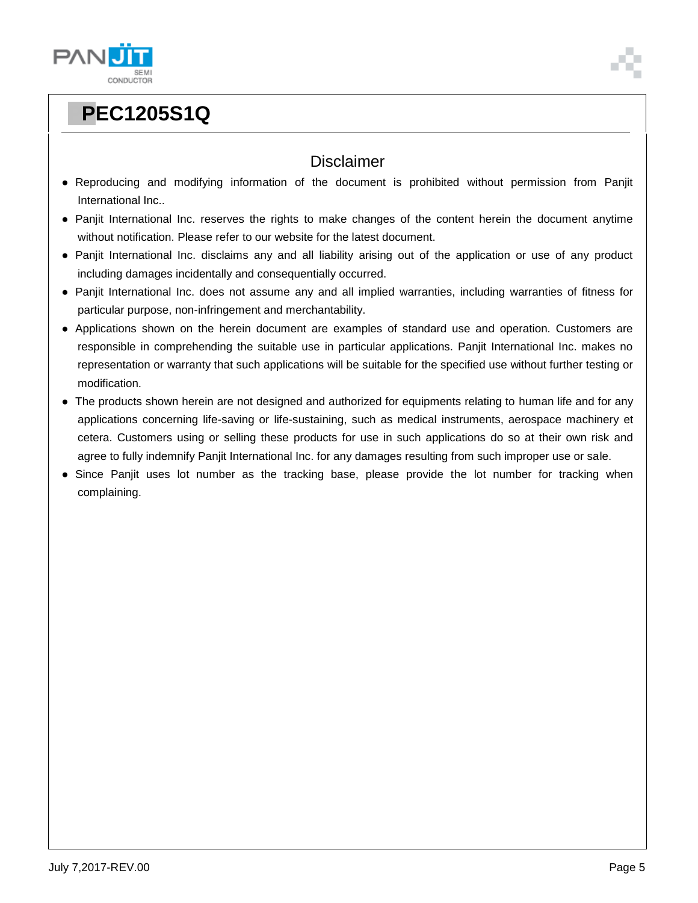# PEC1205S1Q

## Disclaimer

- Reproducing and modifying information of the document is prohibited without permission from Panjit International Inc..
- Panjit International Inc. reserves the rights to make changes of the content herein the document anytime without notification. Please refer to our website for the latest document.
- Panjit International Inc. disclaims any and all liability arising out of the application or use of any product including damages incidentally and consequentially occurred.
- Panjit International Inc. does not assume any and all implied warranties, including warranties of fitness for particular purpose, non-infringement and merchantability.
- Applications shown on the herein document are examples of standard use and operation. Customers are responsible in comprehending the suitable use in particular applications. Panjit International Inc. makes no representation or warranty that such applications will be suitable for the specified use without further testing or modification.
- The products shown herein are not designed and authorized for equipments relating to human life and for any applications concerning life-saving or life-sustaining, such as medical instruments, aerospace machinery et cetera. Customers using or selling these products for use in such applications do so at their own risk and agree to fully indemnify Panjit International Inc. for any damages resulting from such improper use or sale.
- Since Panjit uses lot number as the tracking base, please provide the lot number for tracking when complaining.

July 7,2017-REV.00